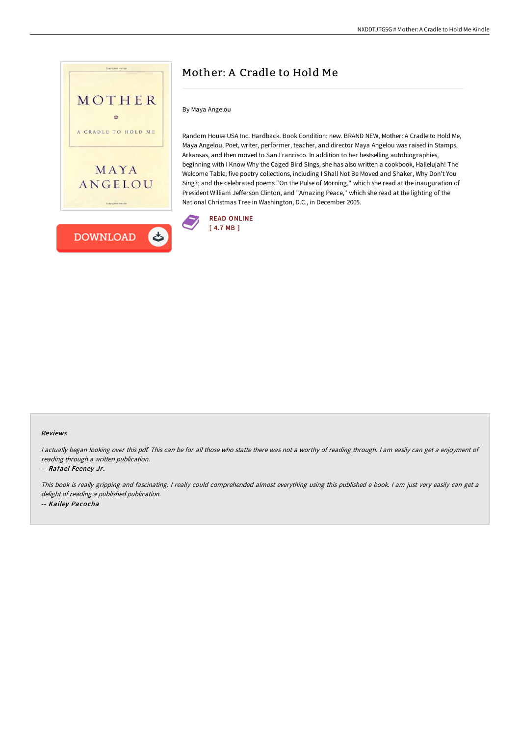# Mother: A Cradle to Hold Me

By Maya Angelou

Random House USA Inc. Hardback. Book Condition: new. BRAND NEW, Mother: A Cradle to Hold Me, Maya Angelou, Poet, writer, performer, teacher, and director Maya Angelou was raised in Stamps, Arkansas, and then moved to San Francisco. In addition to her bestselling autobiographies, beginning with I Know Why the Caged Bird Sings, she has also written a cookbook, Hallelujah! The Welcome Table; five poetry collections, including I Shall Not Be Moved and Shaker, Why Don't You Sing?; and the celebrated poems "On the Pulse of Morning," which she read at the inauguration of President William Jefferson Clinton, and "Amazing Peace," which she read at the lighting of the National Christmas Tree in Washington, D.C., in December 2005.

READ ONLINE
[ 4.7 MB ]

DOWNLOAD

#### Reviews

*I actually began looking over this pdf. This can be for all those who statte there was not a worthy of reading through. I am easily can get a enjoyment of reading through a written publication.*

-- ***Rafael Feeney Jr.***

*This book is really gripping and fascinating. I really could comprehended almost everything using this published e book. I am just very easily can get a delight of reading a published publication.*

-- ***Kailey Pacocha***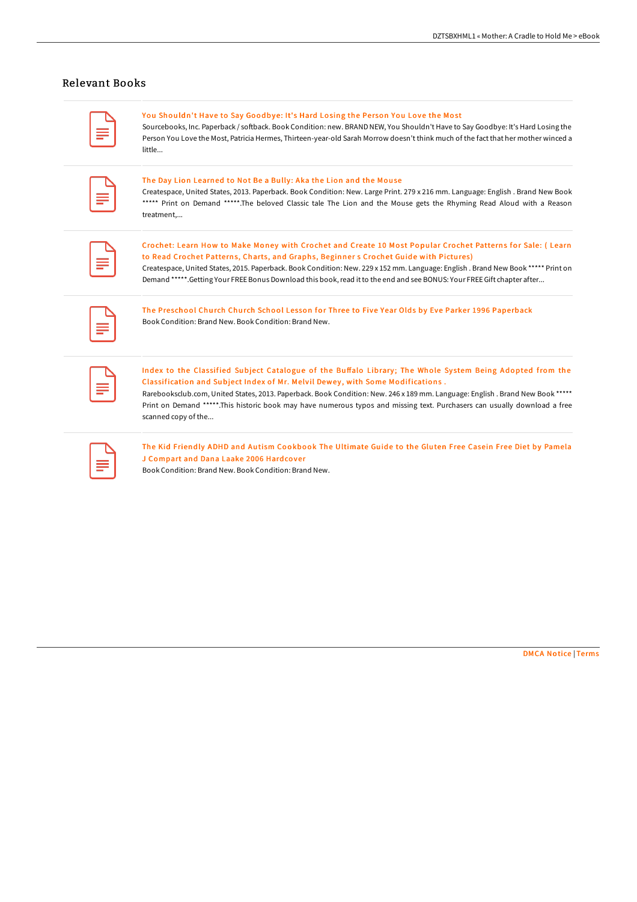## Relevant Books

### You Shouldn't Have to Say Goodbye: It's Hard Losing the Person You Love the Most

Sourcebooks, Inc. Paperback / softback. Book Condition: new. BRAND NEW, You Shouldn't Have to Say Goodbye: It's Hard Losing the Person You Love the Most, Patricia Hermes, Thirteen-year-old Sarah Morrow doesn't think much of the fact that her mother winced a little...

### The Day Lion Learned to Not Be a Bully: Aka the Lion and the Mouse

Createspace, United States, 2013. Paperback. Book Condition: New. Large Print. 279 x 216 mm. Language: English . Brand New Book ***** Print on Demand *****.The beloved Classic tale The Lion and the Mouse gets the Rhyming Read Aloud with a Reason treatment,...

### Crochet: Learn How to Make Money with Crochet and Create 10 Most Popular Crochet Patterns for Sale: ( Learn to Read Crochet Patterns, Charts, and Graphs, Beginner s Crochet Guide with Pictures)

Createspace, United States, 2015. Paperback. Book Condition: New. 229 x 152 mm. Language: English . Brand New Book ***** Print on Demand *****.Getting Your FREE Bonus Download this book, read it to the end and see BONUS: Your FREE Gift chapter after...

### The Preschool Church Church School Lesson for Three to Five Year Olds by Eve Parker 1996 Paperback

Book Condition: Brand New. Book Condition: Brand New.

### Index to the Classified Subject Catalogue of the Buffalo Library; The Whole System Being Adopted from the Classification and Subject Index of Mr. Melvil Dewey, with Some Modifications .

Rarebooksclub.com, United States, 2013. Paperback. Book Condition: New. 246 x 189 mm. Language: English . Brand New Book ***** Print on Demand *****.This historic book may have numerous typos and missing text. Purchasers can usually download a free scanned copy of the...

### The Kid Friendly ADHD and Autism Cookbook The Ultimate Guide to the Gluten Free Casein Free Diet by Pamela J Compart and Dana Laake 2006 Hardcover

Book Condition: Brand New. Book Condition: Brand New.

DMCA Notice | Terms